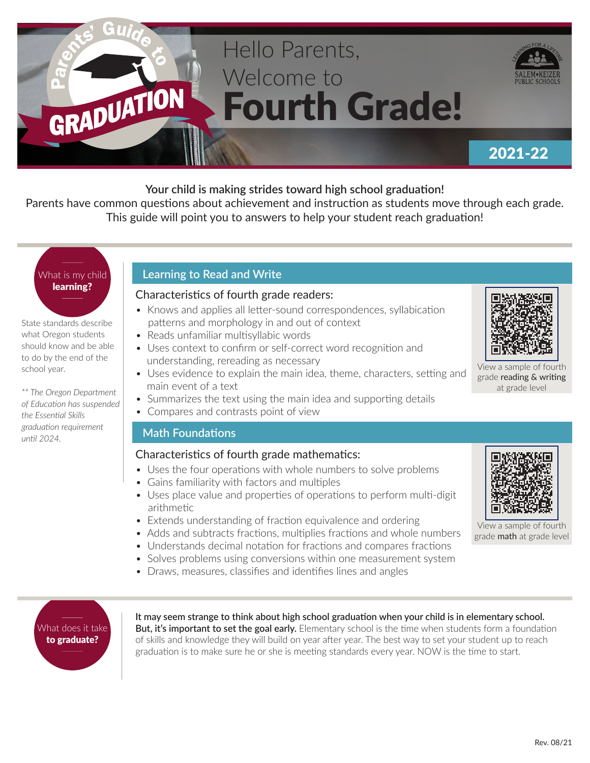# Parents' Guide to GRADUATION

# Hello Parents, Welcome to Fourth Grade!

SALEM•KEIZER PUBLIC SCHOOLS — Learning for a Lifetime

**2021-22**

**Your child is making strides toward high school graduation!**

Parents have common questions about achievement and instruction as students move through each grade. This guide will point you to answers to help your student reach graduation!

## What is my child **learning?**

State standards describe what Oregon students should know and be able to do by the end of the school year.

*** The Oregon Department of Education has suspended the Essential Skills graduation requirement until 2024.*

### Learning to Read and Write

Characteristics of fourth grade readers:

- Knows and applies all letter-sound correspondences, syllabication patterns and morphology in and out of context
- Reads unfamiliar multisyllabic words
- Uses context to confirm or self-correct word recognition and understanding, rereading as necessary
- Uses evidence to explain the main idea, theme, characters, setting and main event of a text
- Summarizes the text using the main idea and supporting details
- Compares and contrasts point of view

View a sample of fourth grade **reading & writing** at grade level

### Math Foundations

Characteristics of fourth grade mathematics:

- Uses the four operations with whole numbers to solve problems
- Gains familiarity with factors and multiples
- Uses place value and properties of operations to perform multi-digit arithmetic
- Extends understanding of fraction equivalence and ordering
- Adds and subtracts fractions, multiplies fractions and whole numbers
- Understands decimal notation for fractions and compares fractions
- Solves problems using conversions within one measurement system
- Draws, measures, classifies and identifies lines and angles

View a sample of fourth grade **math** at grade level

## What does it take **to graduate?**

**It may seem strange to think about high school graduation when your child is in elementary school. But, it's important to set the goal early.** Elementary school is the time when students form a foundation of skills and knowledge they will build on year after year. The best way to set your student up to reach graduation is to make sure he or she is meeting standards every year. NOW is the time to start.

Rev. 08/21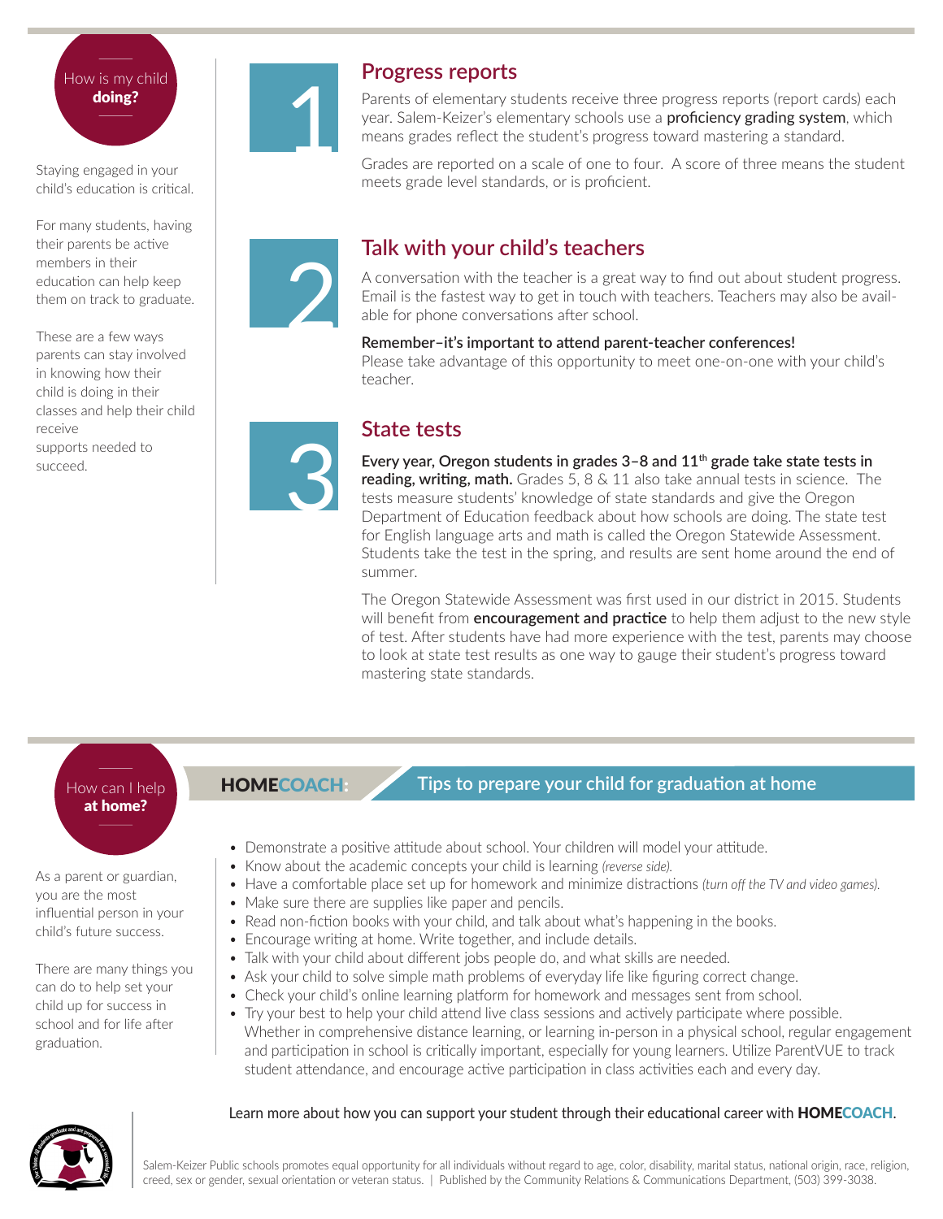## How is my child **doing?**

Staying engaged in your child's education is critical.

For many students, having their parents be active members in their education can help keep them on track to graduate.

These are a few ways parents can stay involved in knowing how their child is doing in their classes and help their child receive supports needed to succeed.

### 1 Progress reports

Parents of elementary students receive three progress reports (report cards) each year. Salem-Keizer's elementary schools use a **proficiency grading system**, which means grades reflect the student's progress toward mastering a standard.

Grades are reported on a scale of one to four. A score of three means the student meets grade level standards, or is proficient.

### 2 Talk with your child's teachers

A conversation with the teacher is a great way to find out about student progress. Email is the fastest way to get in touch with teachers. Teachers may also be available for phone conversations after school.

**Remember–it's important to attend parent-teacher conferences!**
Please take advantage of this opportunity to meet one-on-one with your child's teacher.

### 3 State tests

**Every year, Oregon students in grades 3–8 and 11th grade take state tests in reading, writing, math.** Grades 5, 8 & 11 also take annual tests in science. The tests measure students' knowledge of state standards and give the Oregon Department of Education feedback about how schools are doing. The state test for English language arts and math is called the Oregon Statewide Assessment. Students take the test in the spring, and results are sent home around the end of summer.

The Oregon Statewide Assessment was first used in our district in 2015. Students will benefit from **encouragement and practice** to help them adjust to the new style of test. After students have had more experience with the test, parents may choose to look at state test results as one way to gauge their student's progress toward mastering state standards.

## How can I help **at home?**

As a parent or guardian, you are the most influential person in your child's future success.

There are many things you can do to help set your child up for success in school and for life after graduation.

### HOMECOACH: Tips to prepare your child for graduation at home

- Demonstrate a positive attitude about school. Your children will model your attitude.
- Know about the academic concepts your child is learning *(reverse side).*
- Have a comfortable place set up for homework and minimize distractions *(turn off the TV and video games).*
- Make sure there are supplies like paper and pencils.
- Read non-fiction books with your child, and talk about what's happening in the books.
- Encourage writing at home. Write together, and include details.
- Talk with your child about different jobs people do, and what skills are needed.
- Ask your child to solve simple math problems of everyday life like figuring correct change.
- Check your child's online learning platform for homework and messages sent from school.
- Try your best to help your child attend live class sessions and actively participate where possible. Whether in comprehensive distance learning, or learning in-person in a physical school, regular engagement and participation in school is critically important, especially for young learners. Utilize ParentVUE to track student attendance, and encourage active participation in class activities each and every day.

Learn more about how you can support your student through their educational career with **HOMECOACH**.

Salem-Keizer Public schools promotes equal opportunity for all individuals without regard to age, color, disability, marital status, national origin, race, religion, creed, sex or gender, sexual orientation or veteran status. | Published by the Community Relations & Communications Department, (503) 399-3038.